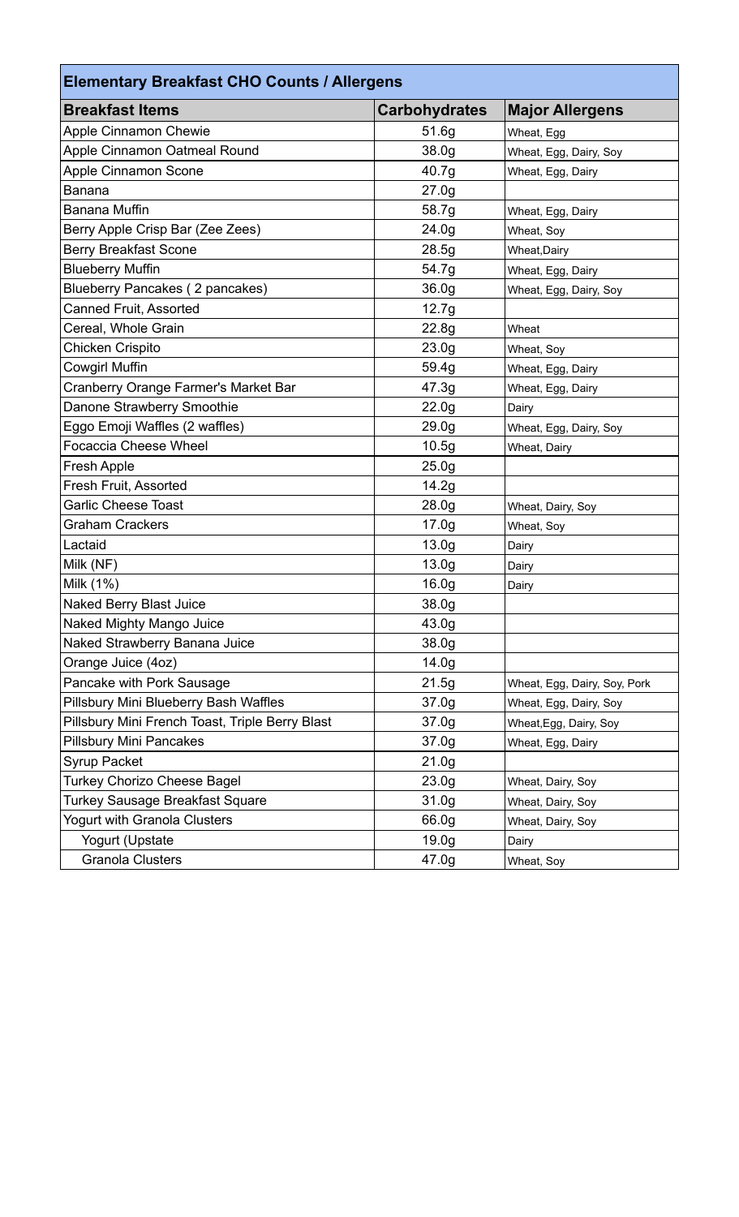## Elementary Breakfast CHO Counts / Allergens

| Breakfast Items | Carbohydrates | Major Allergens |
|---|---|---|
| Apple Cinnamon Chewie | 51.6g | Wheat, Egg |
| Apple Cinnamon Oatmeal Round | 38.0g | Wheat, Egg, Dairy, Soy |
| Apple Cinnamon Scone | 40.7g | Wheat, Egg, Dairy |
| Banana | 27.0g | |
| Banana Muffin | 58.7g | Wheat, Egg, Dairy |
| Berry Apple Crisp Bar (Zee Zees) | 24.0g | Wheat, Soy |
| Berry Breakfast Scone | 28.5g | Wheat,Dairy |
| Blueberry Muffin | 54.7g | Wheat, Egg, Dairy |
| Blueberry Pancakes ( 2 pancakes) | 36.0g | Wheat, Egg, Dairy, Soy |
| Canned Fruit, Assorted | 12.7g | |
| Cereal, Whole Grain | 22.8g | Wheat |
| Chicken Crispito | 23.0g | Wheat, Soy |
| Cowgirl Muffin | 59.4g | Wheat, Egg, Dairy |
| Cranberry Orange Farmer's Market Bar | 47.3g | Wheat, Egg, Dairy |
| Danone Strawberry Smoothie | 22.0g | Dairy |
| Eggo Emoji Waffles (2 waffles) | 29.0g | Wheat, Egg, Dairy, Soy |
| Focaccia Cheese Wheel | 10.5g | Wheat, Dairy |
| Fresh Apple | 25.0g | |
| Fresh Fruit, Assorted | 14.2g | |
| Garlic Cheese Toast | 28.0g | Wheat, Dairy, Soy |
| Graham Crackers | 17.0g | Wheat, Soy |
| Lactaid | 13.0g | Dairy |
| Milk (NF) | 13.0g | Dairy |
| Milk (1%) | 16.0g | Dairy |
| Naked Berry Blast Juice | 38.0g | |
| Naked Mighty Mango Juice | 43.0g | |
| Naked Strawberry Banana Juice | 38.0g | |
| Orange Juice (4oz) | 14.0g | |
| Pancake with Pork Sausage | 21.5g | Wheat, Egg, Dairy, Soy, Pork |
| Pillsbury Mini Blueberry Bash Waffles | 37.0g | Wheat, Egg, Dairy, Soy |
| Pillsbury Mini French Toast, Triple Berry Blast | 37.0g | Wheat,Egg, Dairy, Soy |
| Pillsbury Mini Pancakes | 37.0g | Wheat, Egg, Dairy |
| Syrup Packet | 21.0g | |
| Turkey Chorizo Cheese Bagel | 23.0g | Wheat, Dairy, Soy |
| Turkey Sausage Breakfast Square | 31.0g | Wheat, Dairy, Soy |
| Yogurt with Granola Clusters | 66.0g | Wheat, Dairy, Soy |
| Yogurt (Upstate | 19.0g | Dairy |
| Granola Clusters | 47.0g | Wheat, Soy |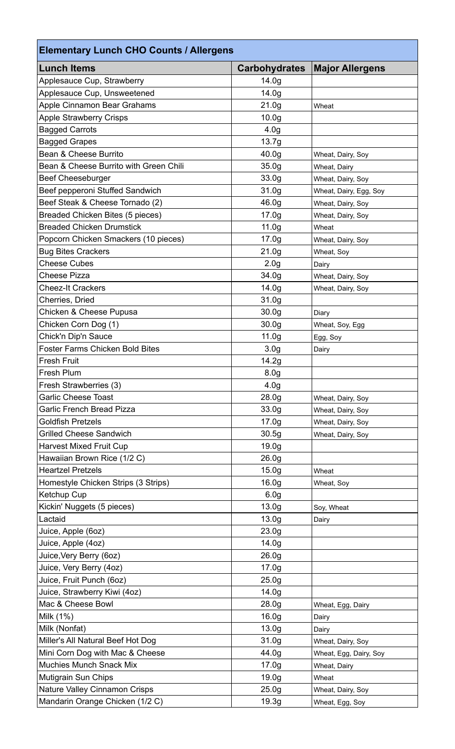## Elementary Lunch CHO Counts / Allergens

| Lunch Items | Carbohydrates | Major Allergens |
|---|---|---|
| Applesauce Cup, Strawberry | 14.0g | |
| Applesauce Cup, Unsweetened | 14.0g | |
| Apple Cinnamon Bear Grahams | 21.0g | Wheat |
| Apple Strawberry Crisps | 10.0g | |
| Bagged Carrots | 4.0g | |
| Bagged Grapes | 13.7g | |
| Bean & Cheese Burrito | 40.0g | Wheat, Dairy, Soy |
| Bean & Cheese Burrito with Green Chili | 35.0g | Wheat, Dairy |
| Beef Cheeseburger | 33.0g | Wheat, Dairy, Soy |
| Beef pepperoni Stuffed Sandwich | 31.0g | Wheat, Dairy, Egg, Soy |
| Beef Steak & Cheese Tornado (2) | 46.0g | Wheat, Dairy, Soy |
| Breaded Chicken Bites (5 pieces) | 17.0g | Wheat, Dairy, Soy |
| Breaded Chicken Drumstick | 11.0g | Wheat |
| Popcorn Chicken Smackers (10 pieces) | 17.0g | Wheat, Dairy, Soy |
| Bug Bites Crackers | 21.0g | Wheat, Soy |
| Cheese Cubes | 2.0g | Dairy |
| Cheese Pizza | 34.0g | Wheat, Dairy, Soy |
| Cheez-It Crackers | 14.0g | Wheat, Dairy, Soy |
| Cherries, Dried | 31.0g | |
| Chicken & Cheese Pupusa | 30.0g | Diary |
| Chicken Corn Dog (1) | 30.0g | Wheat, Soy, Egg |
| Chick'n Dip'n Sauce | 11.0g | Egg, Soy |
| Foster Farms Chicken Bold Bites | 3.0g | Dairy |
| Fresh Fruit | 14.2g | |
| Fresh Plum | 8.0g | |
| Fresh Strawberries (3) | 4.0g | |
| Garlic Cheese Toast | 28.0g | Wheat, Dairy, Soy |
| Garlic French Bread Pizza | 33.0g | Wheat, Dairy, Soy |
| Goldfish Pretzels | 17.0g | Wheat, Dairy, Soy |
| Grilled Cheese Sandwich | 30.5g | Wheat, Dairy, Soy |
| Harvest Mixed Fruit Cup | 19.0g | |
| Hawaiian Brown Rice (1/2 C) | 26.0g | |
| Heartzel Pretzels | 15.0g | Wheat |
| Homestyle Chicken Strips (3 Strips) | 16.0g | Wheat, Soy |
| Ketchup Cup | 6.0g | |
| Kickin' Nuggets (5 pieces) | 13.0g | Soy, Wheat |
| Lactaid | 13.0g | Dairy |
| Juice, Apple (6oz) | 23.0g | |
| Juice, Apple (4oz) | 14.0g | |
| Juice,Very Berry (6oz) | 26.0g | |
| Juice, Very Berry (4oz) | 17.0g | |
| Juice, Fruit Punch (6oz) | 25.0g | |
| Juice, Strawberry Kiwi (4oz) | 14.0g | |
| Mac & Cheese Bowl | 28.0g | Wheat, Egg, Dairy |
| Milk (1%) | 16.0g | Dairy |
| Milk (Nonfat) | 13.0g | Dairy |
| Miller's All Natural Beef Hot Dog | 31.0g | Wheat, Dairy, Soy |
| Mini Corn Dog with Mac & Cheese | 44.0g | Wheat, Egg, Dairy, Soy |
| Muchies Munch Snack Mix | 17.0g | Wheat, Dairy |
| Mutigrain Sun Chips | 19.0g | Wheat |
| Nature Valley Cinnamon Crisps | 25.0g | Wheat, Dairy, Soy |
| Mandarin Orange Chicken (1/2 C) | 19.3g | Wheat, Egg, Soy |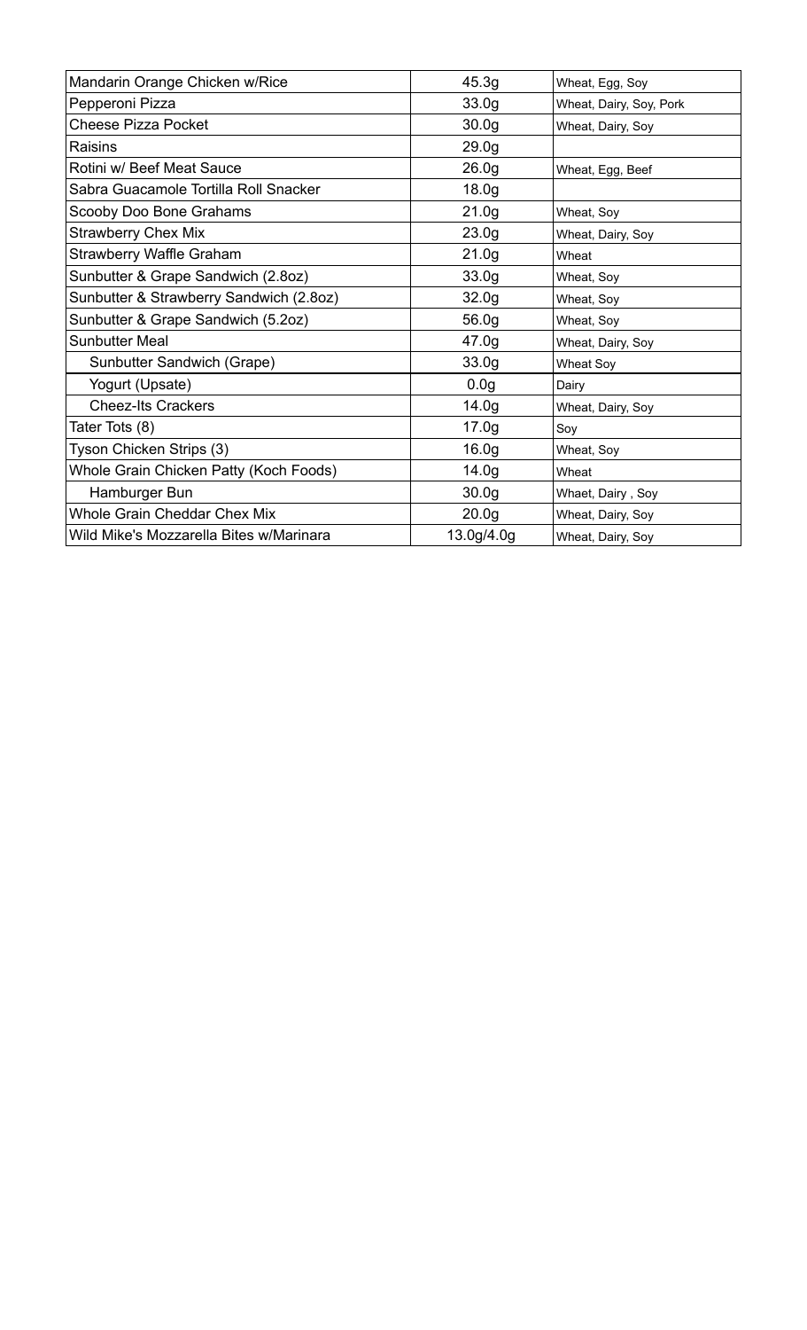| | | |
|---|---|---|
| Mandarin Orange Chicken w/Rice | 45.3g | Wheat, Egg, Soy |
| Pepperoni Pizza | 33.0g | Wheat, Dairy, Soy, Pork |
| Cheese Pizza Pocket | 30.0g | Wheat, Dairy, Soy |
| Raisins | 29.0g | |
| Rotini w/ Beef Meat Sauce | 26.0g | Wheat, Egg, Beef |
| Sabra Guacamole Tortilla Roll Snacker | 18.0g | |
| Scooby Doo Bone Grahams | 21.0g | Wheat, Soy |
| Strawberry Chex Mix | 23.0g | Wheat, Dairy, Soy |
| Strawberry Waffle Graham | 21.0g | Wheat |
| Sunbutter & Grape Sandwich (2.8oz) | 33.0g | Wheat, Soy |
| Sunbutter & Strawberry Sandwich (2.8oz) | 32.0g | Wheat, Soy |
| Sunbutter & Grape Sandwich (5.2oz) | 56.0g | Wheat, Soy |
| Sunbutter Meal | 47.0g | Wheat, Dairy, Soy |
| Sunbutter Sandwich (Grape) | 33.0g | Wheat Soy |
| Yogurt (Upsate) | 0.0g | Dairy |
| Cheez-Its Crackers | 14.0g | Wheat, Dairy, Soy |
| Tater Tots (8) | 17.0g | Soy |
| Tyson Chicken Strips (3) | 16.0g | Wheat, Soy |
| Whole Grain Chicken Patty (Koch Foods) | 14.0g | Wheat |
| Hamburger Bun | 30.0g | Whaet, Dairy , Soy |
| Whole Grain Cheddar Chex Mix | 20.0g | Wheat, Dairy, Soy |
| Wild Mike's Mozzarella Bites w/Marinara | 13.0g/4.0g | Wheat, Dairy, Soy |